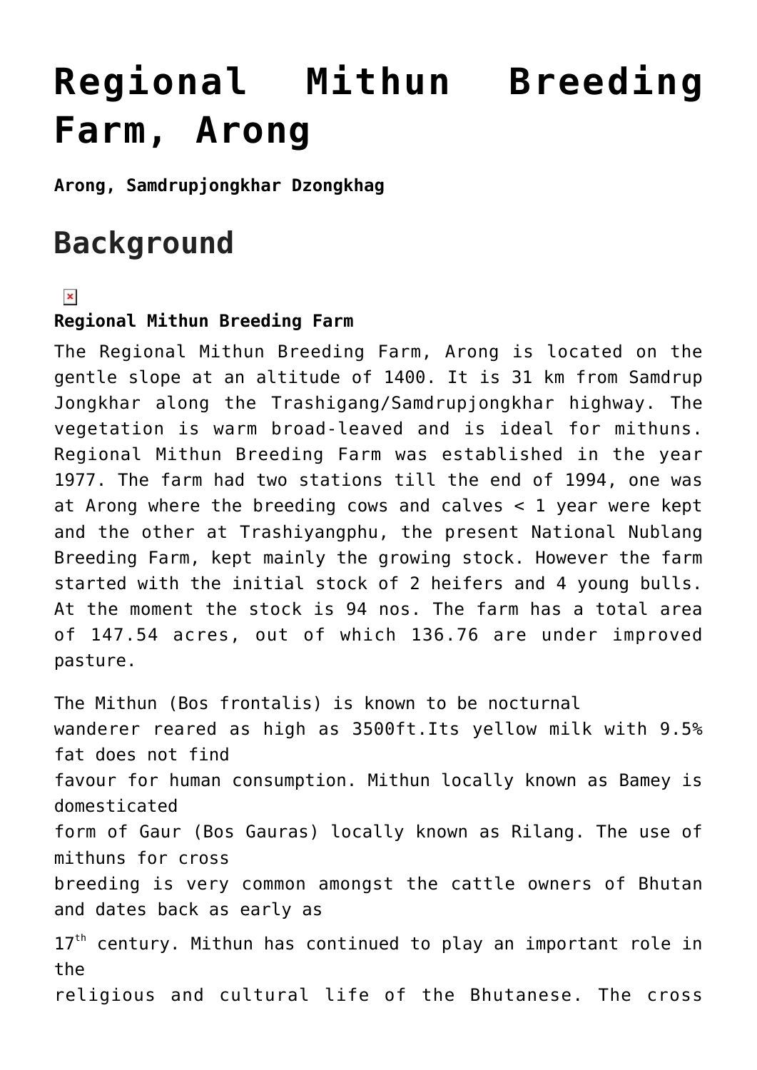# Regional Mithun Breeding Farm, Arong

**Arong, Samdrupjongkhar Dzongkhag**

## Background

**Regional Mithun Breeding Farm**

The Regional Mithun Breeding Farm, Arong is located on the gentle slope at an altitude of 1400. It is 31 km from Samdrup Jongkhar along the Trashigang/Samdrupjongkhar highway. The vegetation is warm broad-leaved and is ideal for mithuns. Regional Mithun Breeding Farm was established in the year 1977. The farm had two stations till the end of 1994, one was at Arong where the breeding cows and calves < 1 year were kept and the other at Trashiyangphu, the present National Nublang Breeding Farm, kept mainly the growing stock. However the farm started with the initial stock of 2 heifers and 4 young bulls. At the moment the stock is 94 nos. The farm has a total area of 147.54 acres, out of which 136.76 are under improved pasture.

The Mithun (Bos frontalis) is known to be nocturnal wanderer reared as high as 3500ft.Its yellow milk with 9.5% fat does not find favour for human consumption. Mithun locally known as Bamey is domesticated form of Gaur (Bos Gauras) locally known as Rilang. The use of mithuns for cross breeding is very common amongst the cattle owners of Bhutan and dates back as early as 17th century. Mithun has continued to play an important role in the religious and cultural life of the Bhutanese. The cross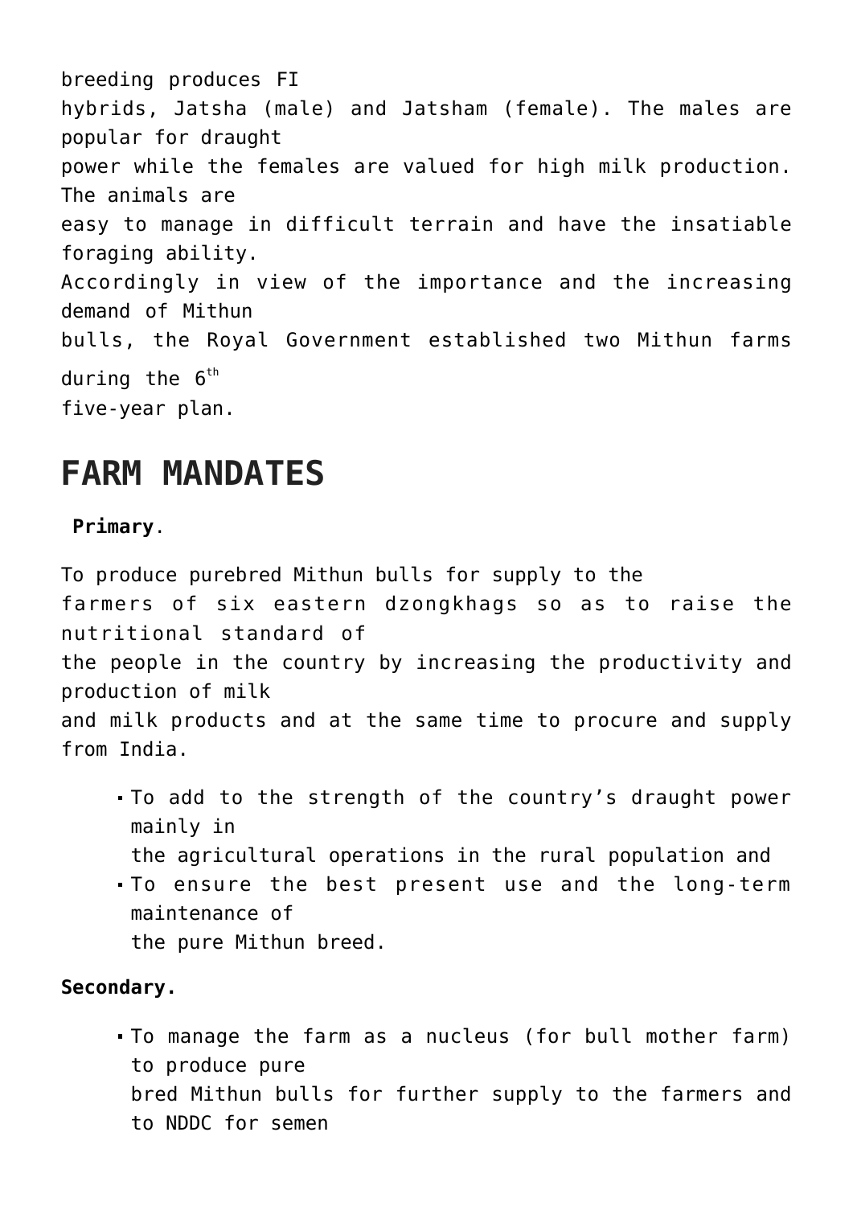breeding produces FI hybrids, Jatsha (male) and Jatsham (female). The males are popular for draught power while the females are valued for high milk production. The animals are easy to manage in difficult terrain and have the insatiable foraging ability. Accordingly in view of the importance and the increasing demand of Mithun bulls, the Royal Government established two Mithun farms during the 6th five-year plan.

# FARM MANDATES

**Primary**.

To produce purebred Mithun bulls for supply to the farmers of six eastern dzongkhags so as to raise the nutritional standard of the people in the country by increasing the productivity and production of milk and milk products and at the same time to procure and supply from India.

- To add to the strength of the country's draught power mainly in the agricultural operations in the rural population and
- To ensure the best present use and the long-term maintenance of the pure Mithun breed.

**Secondary.**

- To manage the farm as a nucleus (for bull mother farm) to produce pure bred Mithun bulls for further supply to the farmers and to NDDC for semen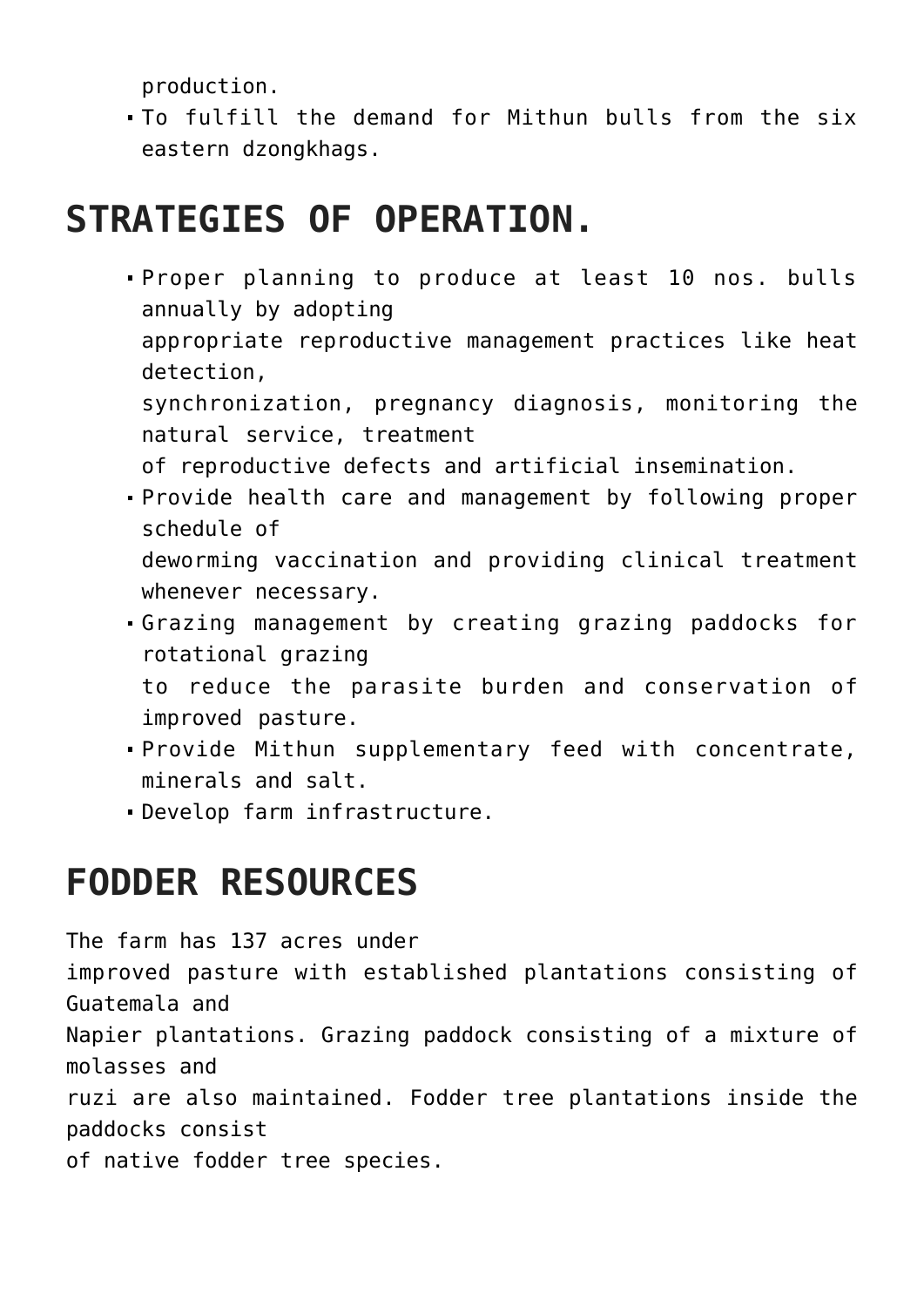production.
- To fulfill the demand for Mithun bulls from the six eastern dzongkhags.

## STRATEGIES OF OPERATION.

- Proper planning to produce at least 10 nos. bulls annually by adopting appropriate reproductive management practices like heat detection, synchronization, pregnancy diagnosis, monitoring the natural service, treatment of reproductive defects and artificial insemination.
- Provide health care and management by following proper schedule of deworming vaccination and providing clinical treatment whenever necessary.
- Grazing management by creating grazing paddocks for rotational grazing to reduce the parasite burden and conservation of improved pasture.
- Provide Mithun supplementary feed with concentrate, minerals and salt.
- Develop farm infrastructure.

## FODDER RESOURCES

The farm has 137 acres under improved pasture with established plantations consisting of Guatemala and Napier plantations. Grazing paddock consisting of a mixture of molasses and ruzi are also maintained. Fodder tree plantations inside the paddocks consist of native fodder tree species.